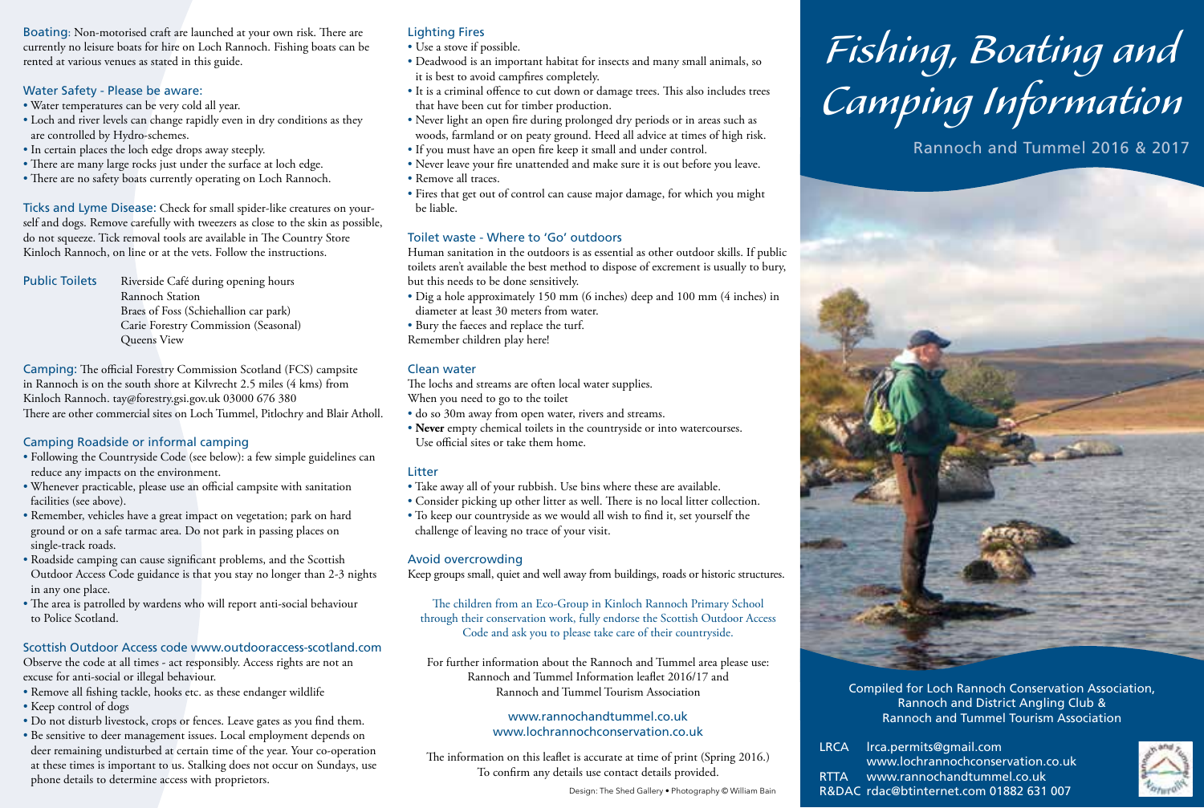**Boating:** Non-motorised craft are launched at your own risk. There are currently no leisure boats for hire on Loch Rannoch. Fishing boats can be rented at various venues as stated in this guide.

## Water Safety - Please be aware:

- Water temperatures can be very cold all year.
- Loch and river levels can change rapidly even in dry conditions as they are controlled by Hydro-schemes.
- In certain places the loch edge drops away steeply.
- There are many large rocks just under the surface at loch edge.
- There are no safety boats currently operating on Loch Rannoch.

**Ticks and Lyme Disease:** Check for small spider-like creatures on yourself and dogs. Remove carefully with tweezers as close to the skin as possible, do not squeeze. Tick removal tools are available in The Country Store Kinloch Rannoch, on line or at the vets. Follow the instructions.

**Public Toilets**
Riverside Café during opening hours
Rannoch Station
Braes of Foss (Schiehallion car park)
Carie Forestry Commission (Seasonal)
Queens View

**Camping:** The official Forestry Commission Scotland (FCS) campsite in Rannoch is on the south shore at Kilvrecht 2.5 miles (4 kms) from Kinloch Rannoch. tay@forestry.gsi.gov.uk 03000 676 380
There are other commercial sites on Loch Tummel, Pitlochry and Blair Atholl.

## Camping Roadside or informal camping

- Following the Countryside Code (see below): a few simple guidelines can reduce any impacts on the environment.
- Whenever practicable, please use an official campsite with sanitation facilities (see above).
- Remember, vehicles have a great impact on vegetation; park on hard ground or on a safe tarmac area. Do not park in passing places on single-track roads.
- Roadside camping can cause significant problems, and the Scottish Outdoor Access Code guidance is that you stay no longer than 2-3 nights in any one place.
- The area is patrolled by wardens who will report anti-social behaviour to Police Scotland.

## Scottish Outdoor Access code www.outdooraccess-scotland.com

Observe the code at all times - act responsibly. Access rights are not an excuse for anti-social or illegal behaviour.

- Remove all fishing tackle, hooks etc. as these endanger wildlife
- Keep control of dogs
- Do not disturb livestock, crops or fences. Leave gates as you find them.
- Be sensitive to deer management issues. Local employment depends on deer remaining undisturbed at certain time of the year. Your co-operation at these times is important to us. Stalking does not occur on Sundays, use phone details to determine access with proprietors.

## Lighting Fires

- Use a stove if possible.
- Deadwood is an important habitat for insects and many small animals, so it is best to avoid campfires completely.
- It is a criminal offence to cut down or damage trees. This also includes trees that have been cut for timber production.
- Never light an open fire during prolonged dry periods or in areas such as woods, farmland or on peaty ground. Heed all advice at times of high risk.
- If you must have an open fire keep it small and under control.
- Never leave your fire unattended and make sure it is out before you leave.
- Remove all traces.
- Fires that get out of control can cause major damage, for which you might be liable.

## Toilet waste - Where to 'Go' outdoors

Human sanitation in the outdoors is as essential as other outdoor skills. If public toilets aren't available the best method to dispose of excrement is usually to bury, but this needs to be done sensitively.

- Dig a hole approximately 150 mm (6 inches) deep and 100 mm (4 inches) in diameter at least 30 meters from water.
- Bury the faeces and replace the turf.

Remember children play here!

## Clean water

The lochs and streams are often local water supplies.
When you need to go to the toilet

- do so 30m away from open water, rivers and streams.
- **Never** empty chemical toilets in the countryside or into watercourses. Use official sites or take them home.

## Litter

- Take away all of your rubbish. Use bins where these are available.
- Consider picking up other litter as well. There is no local litter collection.
- To keep our countryside as we would all wish to find it, set yourself the challenge of leaving no trace of your visit.

## Avoid overcrowding

Keep groups small, quiet and well away from buildings, roads or historic structures.

The children from an Eco-Group in Kinloch Rannoch Primary School through their conservation work, fully endorse the Scottish Outdoor Access Code and ask you to please take care of their countryside.

For further information about the Rannoch and Tummel area please use:
Rannoch and Tummel Information leaflet 2016/17 and
Rannoch and Tummel Tourism Association

www.rannochandtummel.co.uk
www.lochrannochconservation.co.uk

The information on this leaflet is accurate at time of print (Spring 2016.)
To confirm any details use contact details provided.

Design: The Shed Gallery • Photography © William Bain

# Fishing, Boating and Camping Information

Rannoch and Tummel 2016 & 2017

Compiled for Loch Rannoch Conservation Association,
Rannoch and District Angling Club &
Rannoch and Tummel Tourism Association

LRCA lrca.permits@gmail.com
www.lochrannochconservation.co.uk
RTTA www.rannochandtummel.co.uk
R&DAC rdac@btinternet.com 01882 631 007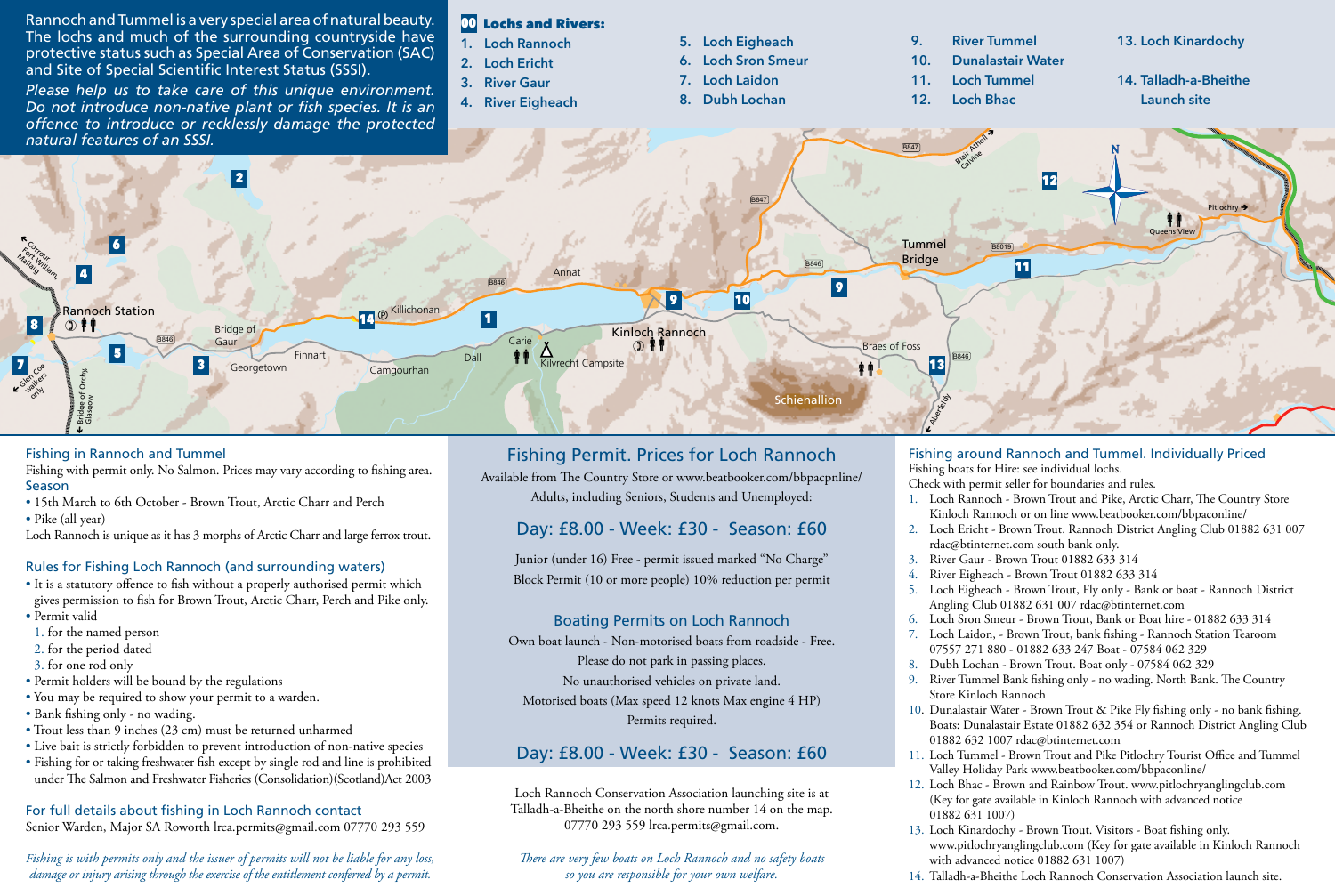Rannoch and Tummel is a very special area of natural beauty. The lochs and much of the surrounding countryside have protective status such as Special Area of Conservation (SAC) and Site of Special Scientific Interest Status (SSSI).

*Please help us to take care of this unique environment. Do not introduce non-native plant or fish species. It is an offence to introduce or recklessly damage the protected natural features of an SSSI.*

## Lochs and Rivers:

1. Loch Rannoch
2. Loch Ericht
3. River Gaur
4. River Eigheach
5. Loch Eigheach
6. Loch Sron Smeur
7. Loch Laidon
8. Dubh Lochan
9. River Tummel
10. Dunalastair Water
11. Loch Tummel
12. Loch Bhac
13. Loch Kinardochy
14. Talladh-a-Bheithe Launch site

Corrour Fort William, Mallaig
Rannoch Station
Glen Coe walkers only
Bridge of Orchy, Glasgow
Bridge of Gaur
Georgetown
Finnart
Camgourhan
Killichonan
Annat
Dall
Carie
Kilvrecht Campsite
Kinloch Rannoch
Schiehallion
Braes of Foss
Aberfeldy
Tummel Bridge
Blair Atholl Calvine
Queens View
Pitlochry
B846
B847
B8019

## Fishing in Rannoch and Tummel

Fishing with permit only. No Salmon. Prices may vary according to fishing area.

### Season

- 15th March to 6th October - Brown Trout, Arctic Charr and Perch
- Pike (all year)

Loch Rannoch is unique as it has 3 morphs of Arctic Charr and large ferrox trout.

### Rules for Fishing Loch Rannoch (and surrounding waters)

- It is a statutory offence to fish without a properly authorised permit which gives permission to fish for Brown Trout, Arctic Charr, Perch and Pike only.
- Permit valid
  1. for the named person
  2. for the period dated
  3. for one rod only
- Permit holders will be bound by the regulations
- You may be required to show your permit to a warden.
- Bank fishing only - no wading.
- Trout less than 9 inches (23 cm) must be returned unharmed
- Live bait is strictly forbidden to prevent introduction of non-native species
- Fishing for or taking freshwater fish except by single rod and line is prohibited under The Salmon and Freshwater Fisheries (Consolidation)(Scotland)Act 2003

### For full details about fishing in Loch Rannoch contact

Senior Warden, Major SA Roworth lrca.permits@gmail.com 07770 293 559

*Fishing is with permits only and the issuer of permits will not be liable for any loss, damage or injury arising through the exercise of the entitlement conferred by a permit.*

## Fishing Permit. Prices for Loch Rannoch

Available from The Country Store or www.beatbooker.com/bbpacpnline/

Adults, including Seniors, Students and Unemployed:

### Day: £8.00 - Week: £30 - Season: £60

Junior (under 16) Free - permit issued marked "No Charge"

Block Permit (10 or more people) 10% reduction per permit

### Boating Permits on Loch Rannoch

Own boat launch - Non-motorised boats from roadside - Free.

Please do not park in passing places.

No unauthorised vehicles on private land.

Motorised boats (Max speed 12 knots Max engine 4 HP)

Permits required.

### Day: £8.00 - Week: £30 - Season: £60

Loch Rannoch Conservation Association launching site is at Talladh-a-Bheithe on the north shore number 14 on the map. 07770 293 559 lrca.permits@gmail.com.

*There are very few boats on Loch Rannoch and no safety boats so you are responsible for your own welfare.*

## Fishing around Rannoch and Tummel. Individually Priced

Fishing boats for Hire: see individual lochs.

Check with permit seller for boundaries and rules.

1. Loch Rannoch - Brown Trout and Pike, Arctic Charr, The Country Store Kinloch Rannoch or on line www.beatbooker.com/bbpaonline/
2. Loch Ericht - Brown Trout. Rannoch District Angling Club 01882 631 007 rdac@btinternet.com south bank only.
3. River Gaur - Brown Trout 01882 633 314
4. River Eigheach - Brown Trout 01882 633 314
5. Loch Eigheach - Brown Trout, Fly only - Bank or boat - Rannoch District Angling Club 01882 631 007 rdac@btinternet.com
6. Loch Sron Smeur - Brown Trout, Bank or Boat hire - 01882 633 314
7. Loch Laidon, - Brown Trout, bank fishing - Rannoch Station Tearoom 07557 271 880 - 01882 633 247 Boat - 07584 062 329
8. Dubh Lochan - Brown Trout. Boat only - 07584 062 329
9. River Tummel Bank fishing only - no wading. North Bank. The Country Store Kinloch Rannoch
10. Dunalastair Water - Brown Trout & Pike Fly fishing only - no bank fishing. Boats: Dunalastair Estate 01882 632 354 or Rannoch District Angling Club 01882 632 1007 rdac@btinternet.com
11. Loch Tummel - Brown Trout and Pike Pitlochry Tourist Office and Tummel Valley Holiday Park www.beatbooker.com/bbpaconline/
12. Loch Bhac - Brown and Rainbow Trout. www.pitlochryanglingclub.com (Key for gate available in Kinloch Rannoch with advanced notice 01882 631 1007)
13. Loch Kinardochy - Brown Trout. Visitors - Boat fishing only. www.pitlochryanglingclub.com (Key for gate available in Kinloch Rannoch with advanced notice 01882 631 1007)
14. Talladh-a-Bheithe Loch Rannoch Conservation Association launch site.